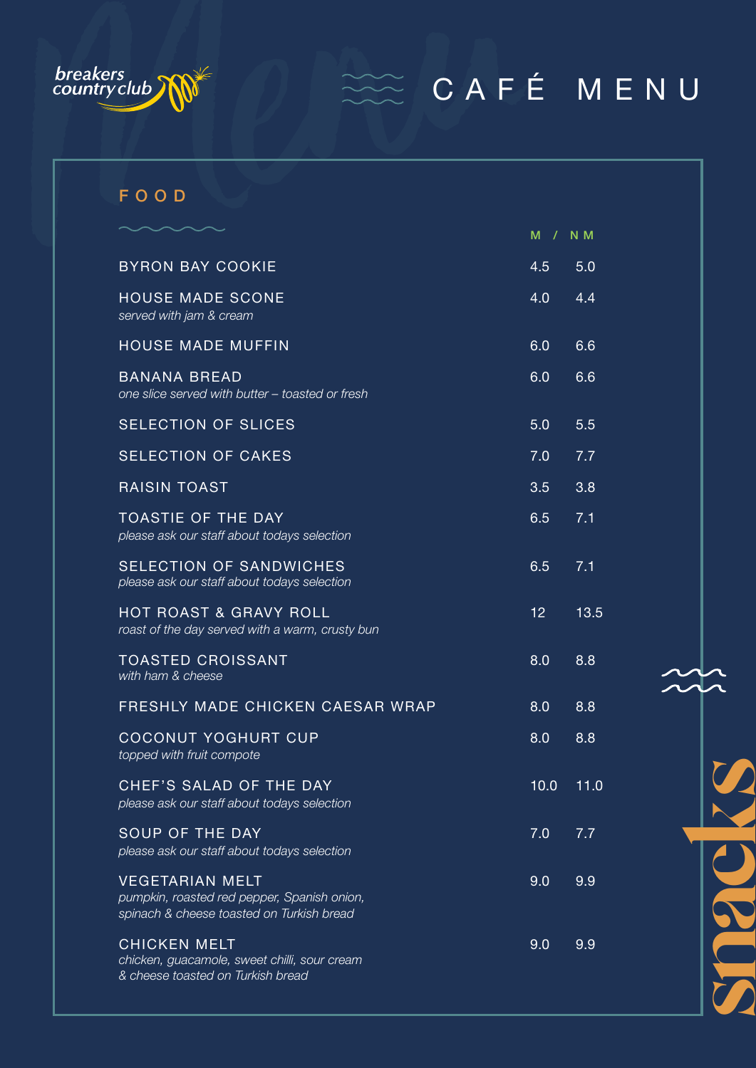breakers country club

# CAFÉ MENU

## FOOD

| | M | NM |
|---|---|---|
| BYRON BAY COOKIE | 4.5 | 5.0 |
| HOUSE MADE SCONE<br>*served with jam & cream* | 4.0 | 4.4 |
| HOUSE MADE MUFFIN | 6.0 | 6.6 |
| BANANA BREAD<br>*one slice served with butter – toasted or fresh* | 6.0 | 6.6 |
| SELECTION OF SLICES | 5.0 | 5.5 |
| SELECTION OF CAKES | 7.0 | 7.7 |
| RAISIN TOAST | 3.5 | 3.8 |
| TOASTIE OF THE DAY<br>*please ask our staff about todays selection* | 6.5 | 7.1 |
| SELECTION OF SANDWICHES<br>*please ask our staff about todays selection* | 6.5 | 7.1 |
| HOT ROAST & GRAVY ROLL<br>*roast of the day served with a warm, crusty bun* | 12 | 13.5 |
| TOASTED CROISSANT<br>*with ham & cheese* | 8.0 | 8.8 |
| FRESHLY MADE CHICKEN CAESAR WRAP | 8.0 | 8.8 |
| COCONUT YOGHURT CUP<br>*topped with fruit compote* | 8.0 | 8.8 |
| CHEF'S SALAD OF THE DAY<br>*please ask our staff about todays selection* | 10.0 | 11.0 |
| SOUP OF THE DAY<br>*please ask our staff about todays selection* | 7.0 | 7.7 |
| VEGETARIAN MELT<br>*pumpkin, roasted red pepper, Spanish onion, spinach & cheese toasted on Turkish bread* | 9.0 | 9.9 |
| CHICKEN MELT<br>*chicken, guacamole, sweet chilli, sour cream & cheese toasted on Turkish bread* | 9.0 | 9.9 |

snacks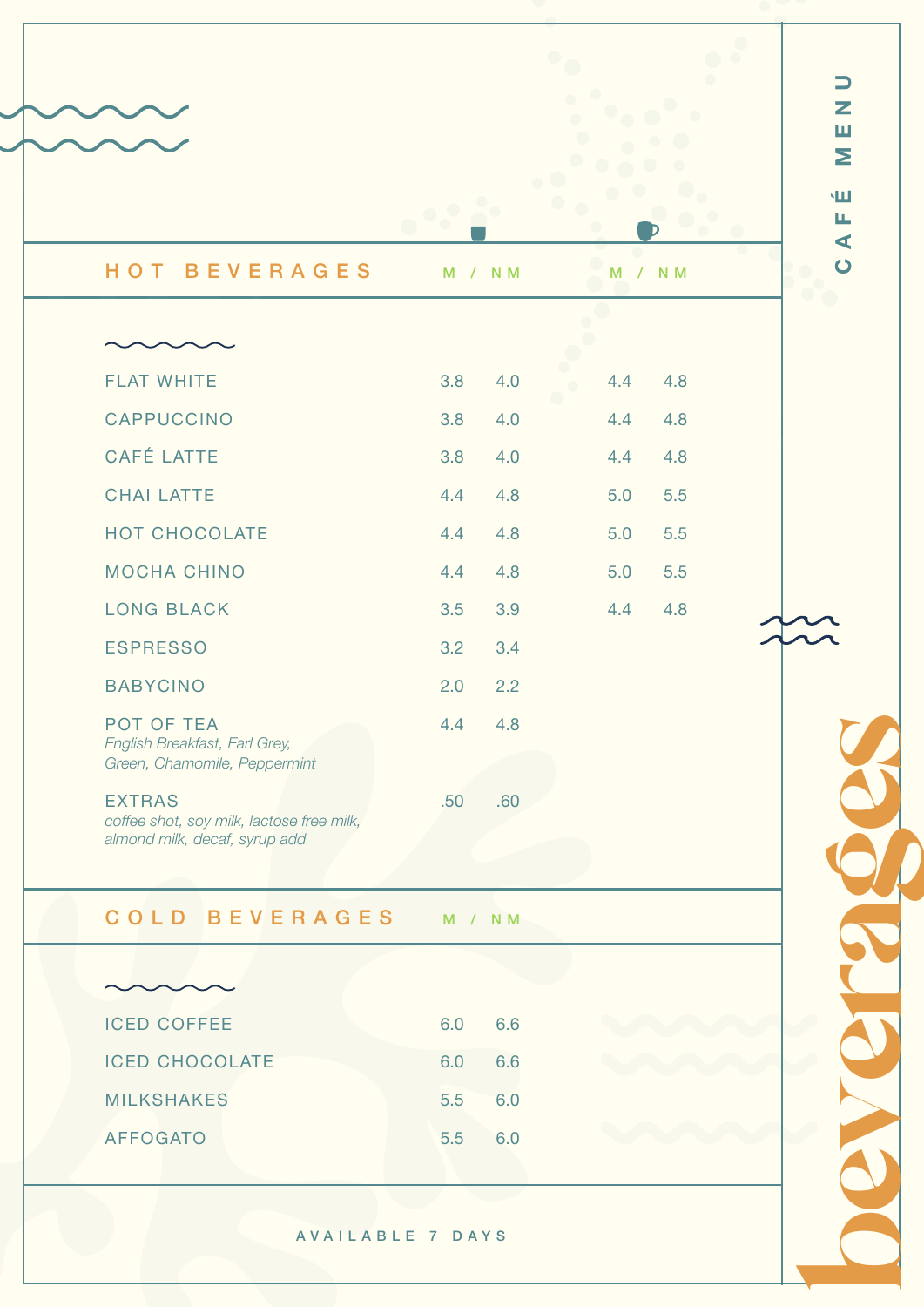# CAFÉ MENU

# beverages

## HOT BEVERAGES

| | M | NM | M | NM |
|---|---|---|---|---|
| FLAT WHITE | 3.8 | 4.0 | 4.4 | 4.8 |
| CAPPUCCINO | 3.8 | 4.0 | 4.4 | 4.8 |
| CAFÉ LATTE | 3.8 | 4.0 | 4.4 | 4.8 |
| CHAI LATTE | 4.4 | 4.8 | 5.0 | 5.5 |
| HOT CHOCOLATE | 4.4 | 4.8 | 5.0 | 5.5 |
| MOCHA CHINO | 4.4 | 4.8 | 5.0 | 5.5 |
| LONG BLACK | 3.5 | 3.9 | 4.4 | 4.8 |
| ESPRESSO | 3.2 | 3.4 | | |
| BABYCINO | 2.0 | 2.2 | | |
| POT OF TEA *English Breakfast, Earl Grey, Green, Chamomile, Peppermint* | 4.4 | 4.8 | | |
| EXTRAS *coffee shot, soy milk, lactose free milk, almond milk, decaf, syrup add* | .50 | .60 | | |

## COLD BEVERAGES

| | M | NM |
|---|---|---|
| ICED COFFEE | 6.0 | 6.6 |
| ICED CHOCOLATE | 6.0 | 6.6 |
| MILKSHAKES | 5.5 | 6.0 |
| AFFOGATO | 5.5 | 6.0 |

AVAILABLE 7 DAYS